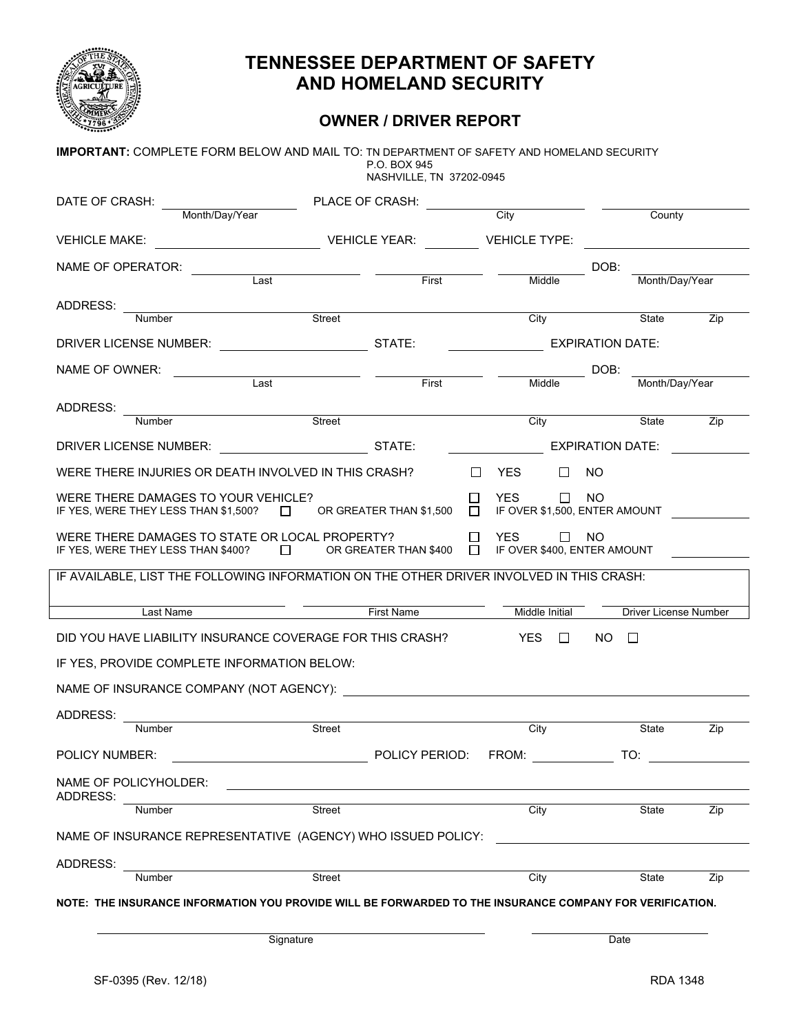# TENNESSEE DEPARTMENT OF SAFETY AND HOMELAND SECURITY

## OWNER / DRIVER REPORT

**IMPORTANT:** COMPLETE FORM BELOW AND MAIL TO: TN DEPARTMENT OF SAFETY AND HOMELAND SECURITY
P.O. BOX 945
NASHVILLE, TN 37202-0945

DATE OF CRASH: ______________ (Month/Day/Year) PLACE OF CRASH: ______________ (City) ______________ (County)

VEHICLE MAKE: ______________ VEHICLE YEAR: ________ VEHICLE TYPE: ______________

NAME OF OPERATOR: ______________ (Last) ______________ (First) ______________ (Middle) DOB: ______________ (Month/Day/Year)

ADDRESS: ______________ (Number) ______________ (Street) ______________ (City) ______ (State) ______ (Zip)

DRIVER LICENSE NUMBER: ______________ STATE: ________ EXPIRATION DATE: ________

NAME OF OWNER: ______________ (Last) ______________ (First) ______________ (Middle) DOB: ______________ (Month/Day/Year)

ADDRESS: ______________ (Number) ______________ (Street) ______________ (City) ______ (State) ______ (Zip)

DRIVER LICENSE NUMBER: ______________ STATE: ________ EXPIRATION DATE: ________

WERE THERE INJURIES OR DEATH INVOLVED IN THIS CRASH? ☐ YES ☐ NO

WERE THERE DAMAGES TO YOUR VEHICLE? ☐ YES ☐ NO
IF YES, WERE THEY LESS THAN $1,500? ☐ OR GREATER THAN $1,500 ☐ IF OVER $1,500, ENTER AMOUNT ________

WERE THERE DAMAGES TO STATE OR LOCAL PROPERTY? ☐ YES ☐ NO
IF YES, WERE THEY LESS THAN $400? ☐ OR GREATER THAN $400 ☐ IF OVER $400, ENTER AMOUNT ________

IF AVAILABLE, LIST THE FOLLOWING INFORMATION ON THE OTHER DRIVER INVOLVED IN THIS CRASH:

| Last Name | First Name | Middle Initial | Driver License Number |
|---|---|---|---|
| | | | |

DID YOU HAVE LIABILITY INSURANCE COVERAGE FOR THIS CRASH? YES ☐ NO ☐

IF YES, PROVIDE COMPLETE INFORMATION BELOW:

NAME OF INSURANCE COMPANY (NOT AGENCY): ______________

ADDRESS: ______________ (Number) ______________ (Street) ______________ (City) ______ (State) ______ (Zip)

POLICY NUMBER: ______________ POLICY PERIOD: FROM: ________ TO: ________

NAME OF POLICYHOLDER: ______________

ADDRESS: ______________ (Number) ______________ (Street) ______________ (City) ______ (State) ______ (Zip)

NAME OF INSURANCE REPRESENTATIVE (AGENCY) WHO ISSUED POLICY: ______________

ADDRESS: ______________ (Number) ______________ (Street) ______________ (City) ______ (State) ______ (Zip)

**NOTE: THE INSURANCE INFORMATION YOU PROVIDE WILL BE FORWARDED TO THE INSURANCE COMPANY FOR VERIFICATION.**

______________________________ Signature ______________ Date

SF-0395 (Rev. 12/18) RDA 1348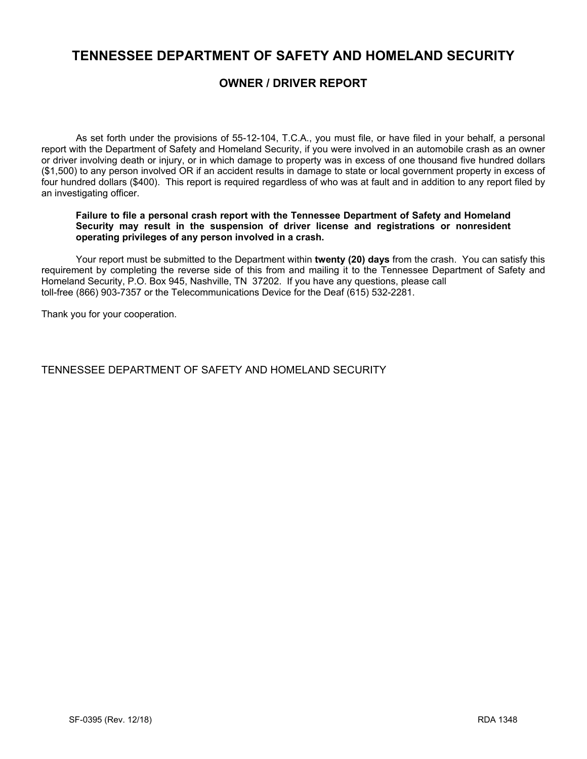# TENNESSEE DEPARTMENT OF SAFETY AND HOMELAND SECURITY

## OWNER / DRIVER REPORT

As set forth under the provisions of 55-12-104, T.C.A., you must file, or have filed in your behalf, a personal report with the Department of Safety and Homeland Security, if you were involved in an automobile crash as an owner or driver involving death or injury, or in which damage to property was in excess of one thousand five hundred dollars ($1,500) to any person involved OR if an accident results in damage to state or local government property in excess of four hundred dollars ($400). This report is required regardless of who was at fault and in addition to any report filed by an investigating officer.

**Failure to file a personal crash report with the Tennessee Department of Safety and Homeland Security may result in the suspension of driver license and registrations or nonresident operating privileges of any person involved in a crash.**

Your report must be submitted to the Department within **twenty (20) days** from the crash. You can satisfy this requirement by completing the reverse side of this from and mailing it to the Tennessee Department of Safety and Homeland Security, P.O. Box 945, Nashville, TN 37202. If you have any questions, please call toll-free (866) 903-7357 or the Telecommunications Device for the Deaf (615) 532-2281.

Thank you for your cooperation.

TENNESSEE DEPARTMENT OF SAFETY AND HOMELAND SECURITY

SF-0395 (Rev. 12/18) RDA 1348